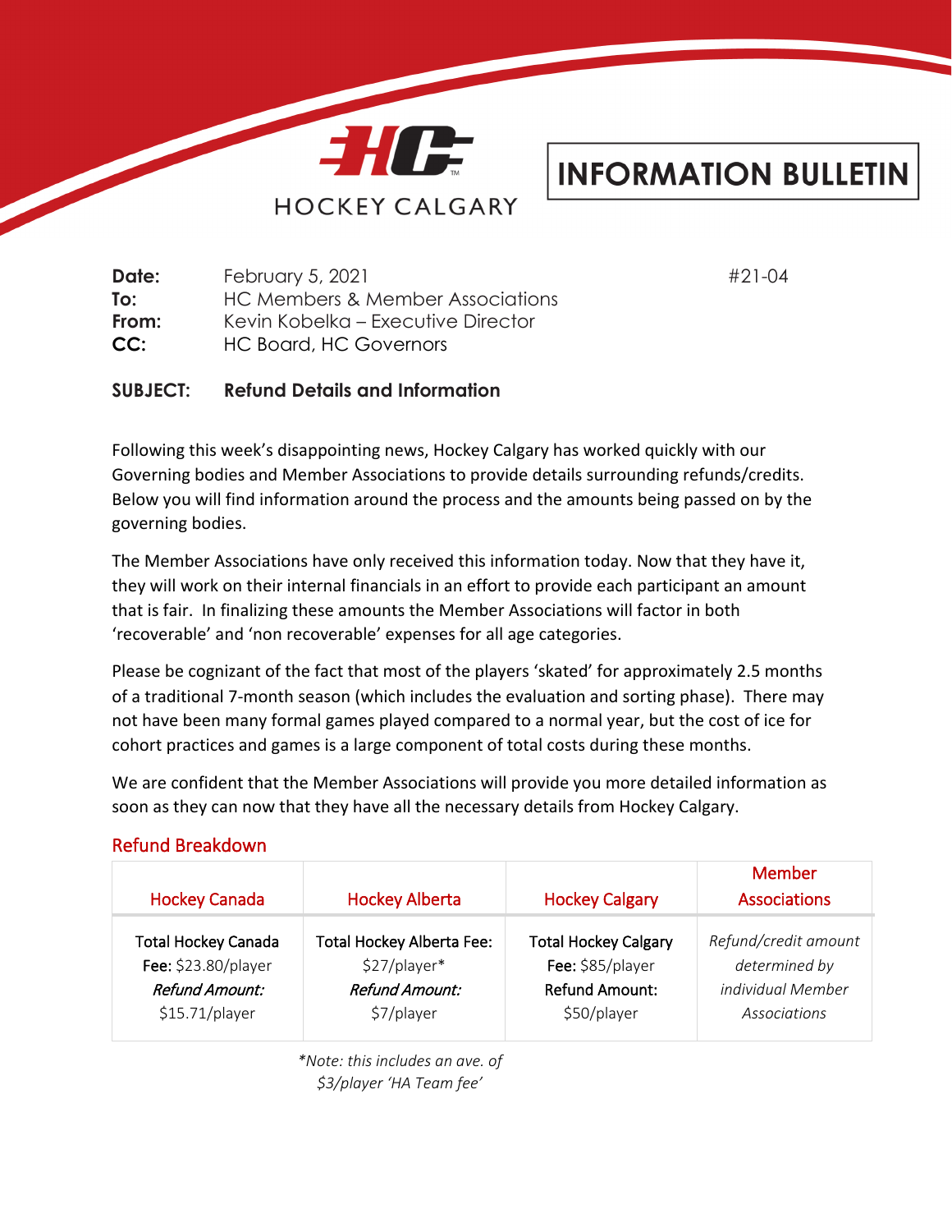HOCKEY CALGARY

# INFORMATION BULLETIN

**Date:** February 5, 2021 #21-04
**To:** HC Members & Member Associations
**From:** Kevin Kobelka – Executive Director
**CC:** HC Board, HC Governors

**SUBJECT: Refund Details and Information**

Following this week's disappointing news, Hockey Calgary has worked quickly with our Governing bodies and Member Associations to provide details surrounding refunds/credits. Below you will find information around the process and the amounts being passed on by the governing bodies.

The Member Associations have only received this information today. Now that they have it, they will work on their internal financials in an effort to provide each participant an amount that is fair. In finalizing these amounts the Member Associations will factor in both 'recoverable' and 'non recoverable' expenses for all age categories.

Please be cognizant of the fact that most of the players 'skated' for approximately 2.5 months of a traditional 7-month season (which includes the evaluation and sorting phase). There may not have been many formal games played compared to a normal year, but the cost of ice for cohort practices and games is a large component of total costs during these months.

We are confident that the Member Associations will provide you more detailed information as soon as they can now that they have all the necessary details from Hockey Calgary.

## Refund Breakdown

| Hockey Canada | Hockey Alberta | Hockey Calgary | Member Associations |
|---|---|---|---|
| Total Hockey Canada **Fee:** $23.80/player *Refund Amount:* $15.71/player | Total Hockey Alberta Fee: $27/player* *Refund Amount:* $7/player | Total Hockey Calgary **Fee:** $85/player Refund Amount: $50/player | *Refund/credit amount determined by individual Member Associations* |

*\*Note: this includes an ave. of $3/player 'HA Team fee'*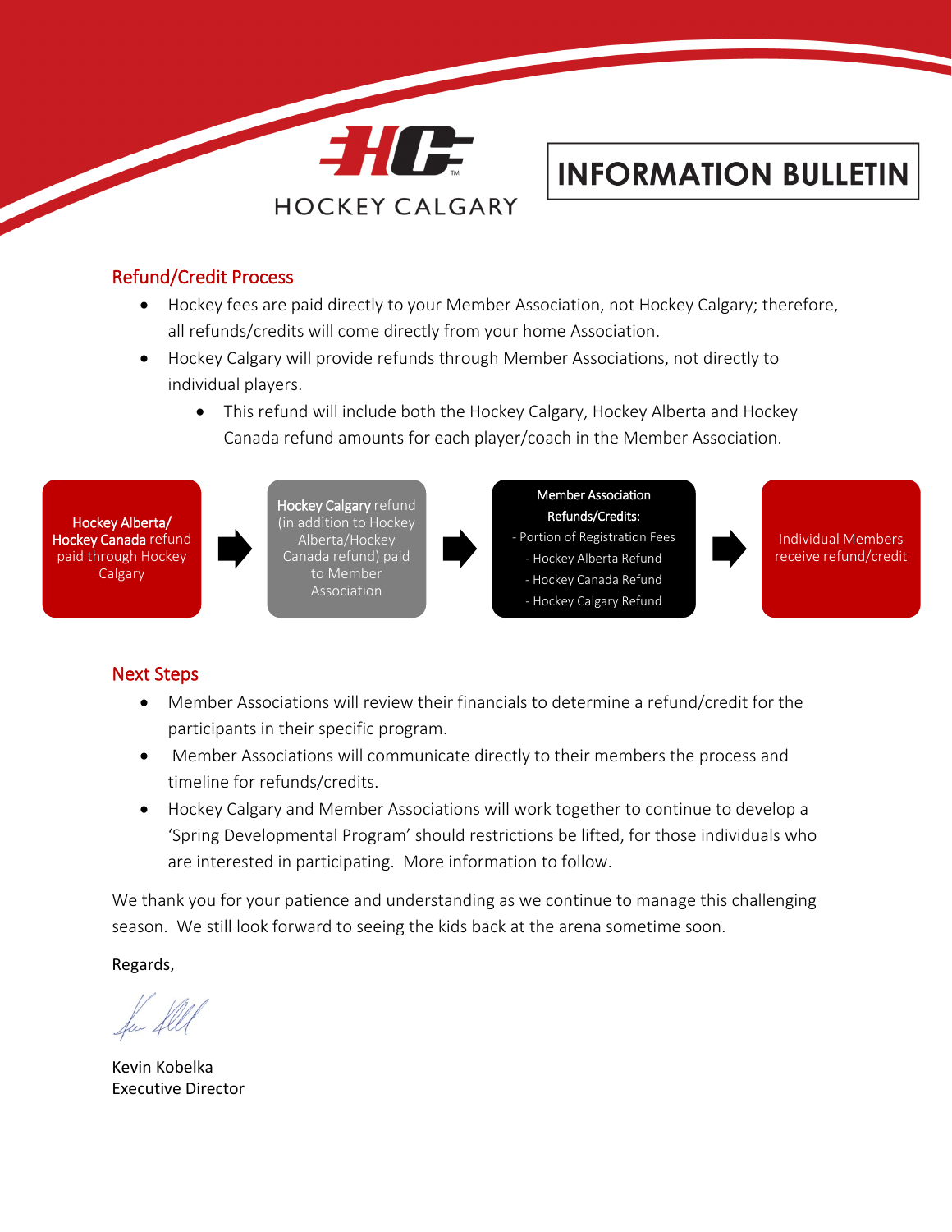HOCKEY CALGARY

INFORMATION BULLETIN

## Refund/Credit Process

- Hockey fees are paid directly to your Member Association, not Hockey Calgary; therefore, all refunds/credits will come directly from your home Association.
- Hockey Calgary will provide refunds through Member Associations, not directly to individual players.
  - This refund will include both the Hockey Calgary, Hockey Alberta and Hockey Canada refund amounts for each player/coach in the Member Association.

**Hockey Alberta/ Hockey Canada** refund paid through Hockey Calgary

→

**Hockey Calgary** refund (in addition to Hockey Alberta/Hockey Canada refund) paid to Member Association

→

**Member Association Refunds/Credits:**
- Portion of Registration Fees
- Hockey Alberta Refund
- Hockey Canada Refund
- Hockey Calgary Refund

→

Individual Members receive refund/credit

## Next Steps

- Member Associations will review their financials to determine a refund/credit for the participants in their specific program.
- Member Associations will communicate directly to their members the process and timeline for refunds/credits.
- Hockey Calgary and Member Associations will work together to continue to develop a 'Spring Developmental Program' should restrictions be lifted, for those individuals who are interested in participating. More information to follow.

We thank you for your patience and understanding as we continue to manage this challenging season. We still look forward to seeing the kids back at the arena sometime soon.

Regards,

Kevin Kobelka
Executive Director